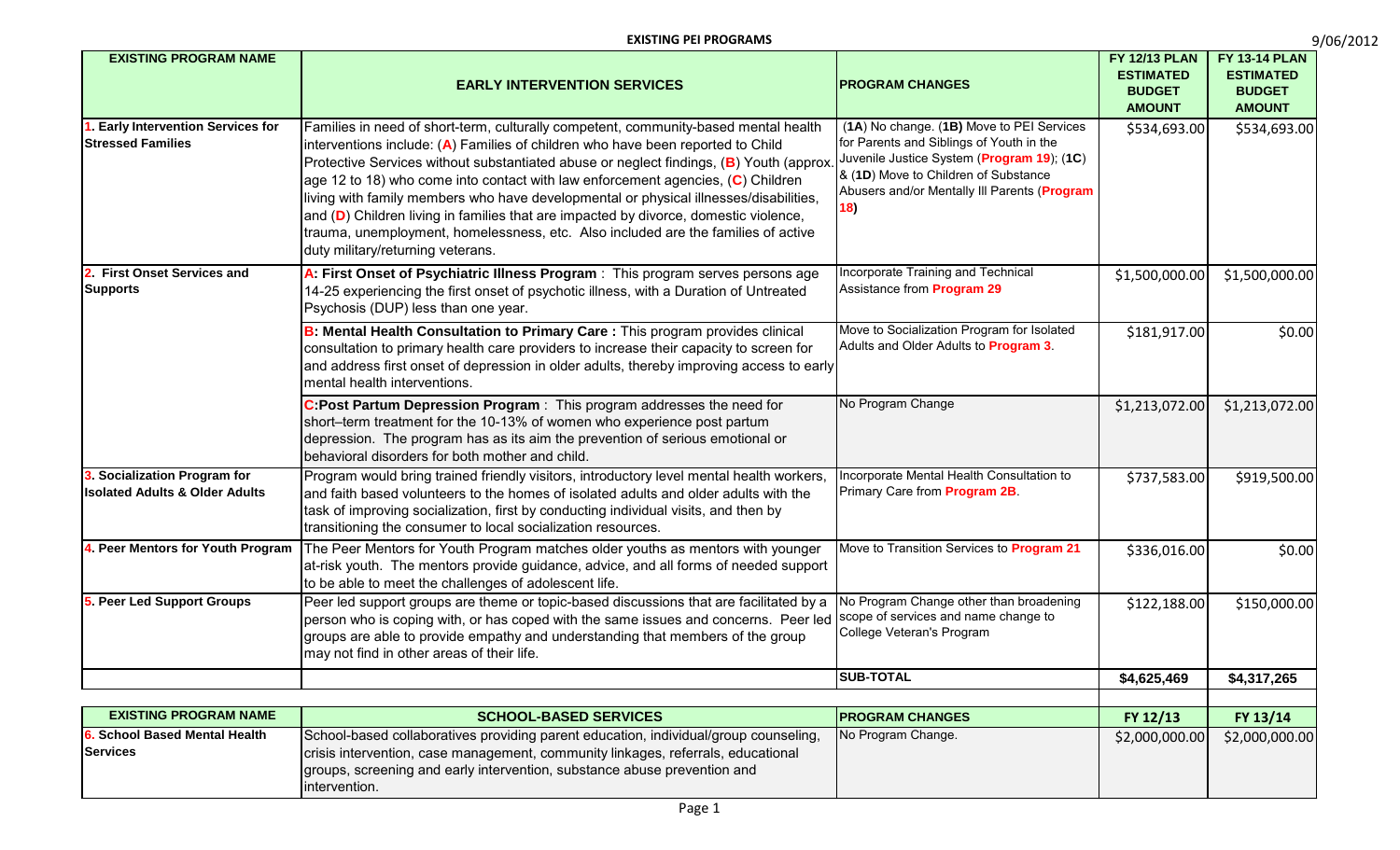# EXISTING PEI PROGRAMS

9/06/2012

| EXISTING PROGRAM NAME | EARLY INTERVENTION SERVICES | PROGRAM CHANGES | FY 12/13 PLAN ESTIMATED BUDGET AMOUNT | FY 13-14 PLAN ESTIMATED BUDGET AMOUNT |
|---|---|---|---|---|
| **1. Early Intervention Services for Stressed Families** | Families in need of short-term, culturally competent, community-based mental health interventions include: (**A**) Families of children who have been reported to Child Protective Services without substantiated abuse or neglect findings, (**B**) Youth (approx. age 12 to 18) who come into contact with law enforcement agencies, (**C**) Children living with family members who have developmental or physical illnesses/disabilities, and (**D**) Children living in families that are impacted by divorce, domestic violence, trauma, unemployment, homelessness, etc. Also included are the families of active duty military/returning veterans. | (**1A**) No change. (**1B**) Move to PEI Services for Parents and Siblings of Youth in the Juvenile Justice System (**Program 19**); (**1C**) & (**1D**) Move to Children of Substance Abusers and/or Mentally Ill Parents (**Program 18**) | $534,693.00 | $534,693.00 |
| **2. First Onset Services and Supports** | **A: First Onset of Psychiatric Illness Program** : This program serves persons age 14-25 experiencing the first onset of psychotic illness, with a Duration of Untreated Psychosis (DUP) less than one year. | Incorporate Training and Technical Assistance from **Program 29** | $1,500,000.00 | $1,500,000.00 |
| | **B: Mental Health Consultation to Primary Care :** This program provides clinical consultation to primary health care providers to increase their capacity to screen for and address first onset of depression in older adults, thereby improving access to early mental health interventions. | Move to Socialization Program for Isolated Adults and Older Adults to **Program 3**. | $181,917.00 | $0.00 |
| | **C:Post Partum Depression Program** : This program addresses the need for short–term treatment for the 10-13% of women who experience post partum depression. The program has as its aim the prevention of serious emotional or behavioral disorders for both mother and child. | No Program Change | $1,213,072.00 | $1,213,072.00 |
| **3. Socialization Program for Isolated Adults & Older Adults** | Program would bring trained friendly visitors, introductory level mental health workers, and faith based volunteers to the homes of isolated adults and older adults with the task of improving socialization, first by conducting individual visits, and then by transitioning the consumer to local socialization resources. | Incorporate Mental Health Consultation to Primary Care from **Program 2B**. | $737,583.00 | $919,500.00 |
| **4. Peer Mentors for Youth Program** | The Peer Mentors for Youth Program matches older youths as mentors with younger at-risk youth. The mentors provide guidance, advice, and all forms of needed support to be able to meet the challenges of adolescent life. | Move to Transition Services to **Program 21** | $336,016.00 | $0.00 |
| **5. Peer Led Support Groups** | Peer led support groups are theme or topic-based discussions that are facilitated by a person who is coping with, or has coped with the same issues and concerns. Peer led groups are able to provide empathy and understanding that members of the group may not find in other areas of their life. | No Program Change other than broadening scope of services and name change to College Veteran's Program | $122,188.00 | $150,000.00 |
| | | **SUB-TOTAL** | **$4,625,469** | **$4,317,265** |

| EXISTING PROGRAM NAME | SCHOOL-BASED SERVICES | PROGRAM CHANGES | FY 12/13 | FY 13/14 |
|---|---|---|---|---|
| **6. School Based Mental Health Services** | School-based collaboratives providing parent education, individual/group counseling, crisis intervention, case management, community linkages, referrals, educational groups, screening and early intervention, substance abuse prevention and intervention. | No Program Change. | $2,000,000.00 | $2,000,000.00 |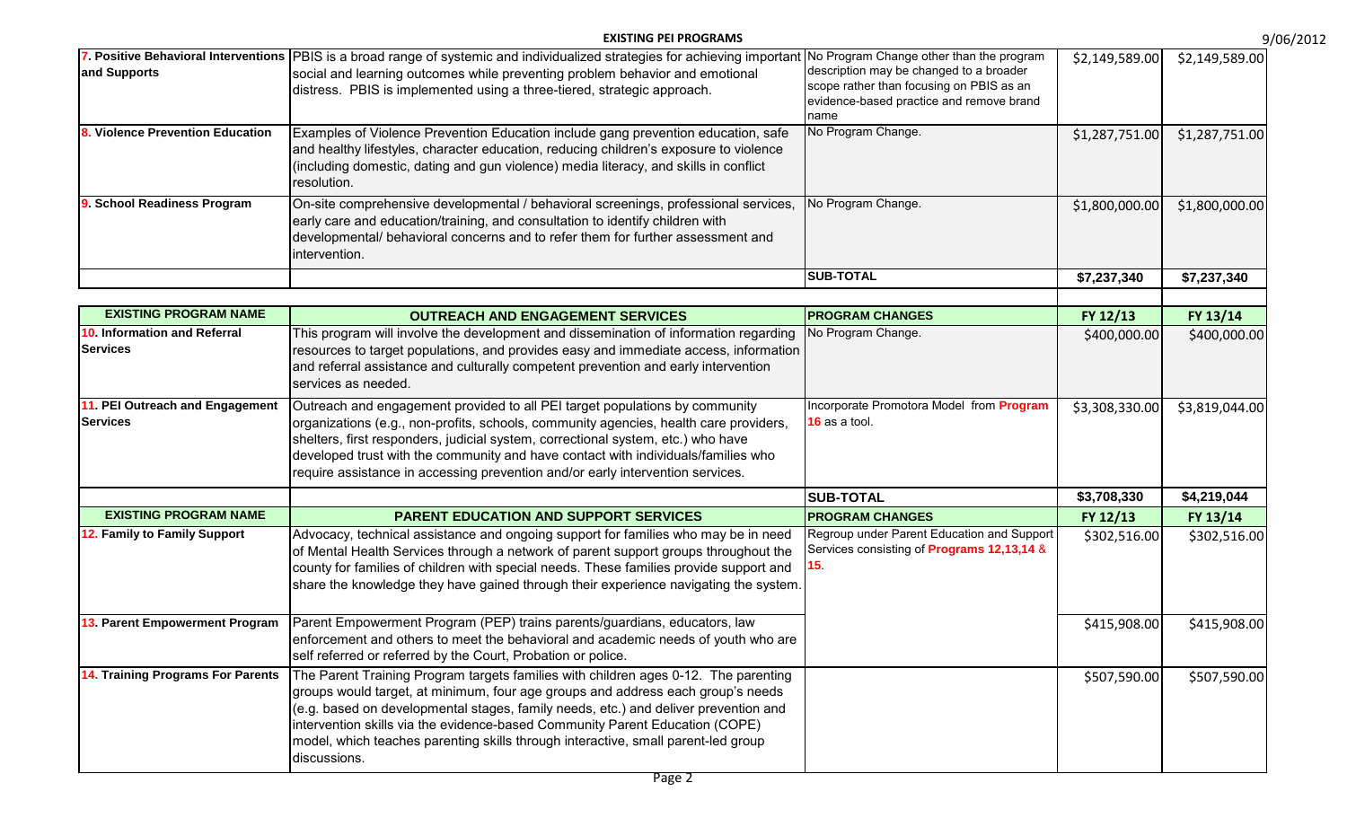**EXISTING PEI PROGRAMS**

| | | | | |
|---|---|---|---|---|
| **7. Positive Behavioral Interventions and Supports** | PBIS is a broad range of systemic and individualized strategies for achieving important social and learning outcomes while preventing problem behavior and emotional distress. PBIS is implemented using a three-tiered, strategic approach. | No Program Change other than the program description may be changed to a broader scope rather than focusing on PBIS as an evidence-based practice and remove brand name | $2,149,589.00 | $2,149,589.00 |
| **8. Violence Prevention Education** | Examples of Violence Prevention Education include gang prevention education, safe and healthy lifestyles, character education, reducing children's exposure to violence (including domestic, dating and gun violence) media literacy, and skills in conflict resolution. | No Program Change. | $1,287,751.00 | $1,287,751.00 |
| **9. School Readiness Program** | On-site comprehensive developmental / behavioral screenings, professional services, early care and education/training, and consultation to identify children with developmental/ behavioral concerns and to refer them for further assessment and intervention. | No Program Change. | $1,800,000.00 | $1,800,000.00 |
| | | **SUB-TOTAL** | **$7,237,340** | **$7,237,340** |

| EXISTING PROGRAM NAME | OUTREACH AND ENGAGEMENT SERVICES | PROGRAM CHANGES | FY 12/13 | FY 13/14 |
|---|---|---|---|---|
| **10. Information and Referral Services** | This program will involve the development and dissemination of information regarding resources to target populations, and provides easy and immediate access, information and referral assistance and culturally competent prevention and early intervention services as needed. | No Program Change. | $400,000.00 | $400,000.00 |
| **11. PEI Outreach and Engagement Services** | Outreach and engagement provided to all PEI target populations by community organizations (e.g., non-profits, schools, community agencies, health care providers, shelters, first responders, judicial system, correctional system, etc.) who have developed trust with the community and have contact with individuals/families who require assistance in accessing prevention and/or early intervention services. | Incorporate Promotora Model from **Program 16** as a tool. | $3,308,330.00 | $3,819,044.00 |
| | | **SUB-TOTAL** | **$3,708,330** | **$4,219,044** |

| EXISTING PROGRAM NAME | PARENT EDUCATION AND SUPPORT SERVICES | PROGRAM CHANGES | FY 12/13 | FY 13/14 |
|---|---|---|---|---|
| **12. Family to Family Support** | Advocacy, technical assistance and ongoing support for families who may be in need of Mental Health Services through a network of parent support groups throughout the county for families of children with special needs. These families provide support and share the knowledge they have gained through their experience navigating the system. | Regroup under Parent Education and Support Services consisting of **Programs 12,13,14 & 15**. | $302,516.00 | $302,516.00 |
| **13. Parent Empowerment Program** | Parent Empowerment Program (PEP) trains parents/guardians, educators, law enforcement and others to meet the behavioral and academic needs of youth who are self referred or referred by the Court, Probation or police. | | $415,908.00 | $415,908.00 |
| **14. Training Programs For Parents** | The Parent Training Program targets families with children ages 0-12. The parenting groups would target, at minimum, four age groups and address each group's needs (e.g. based on developmental stages, family needs, etc.) and deliver prevention and intervention skills via the evidence-based Community Parent Education (COPE) model, which teaches parenting skills through interactive, small parent-led group discussions. | | $507,590.00 | $507,590.00 |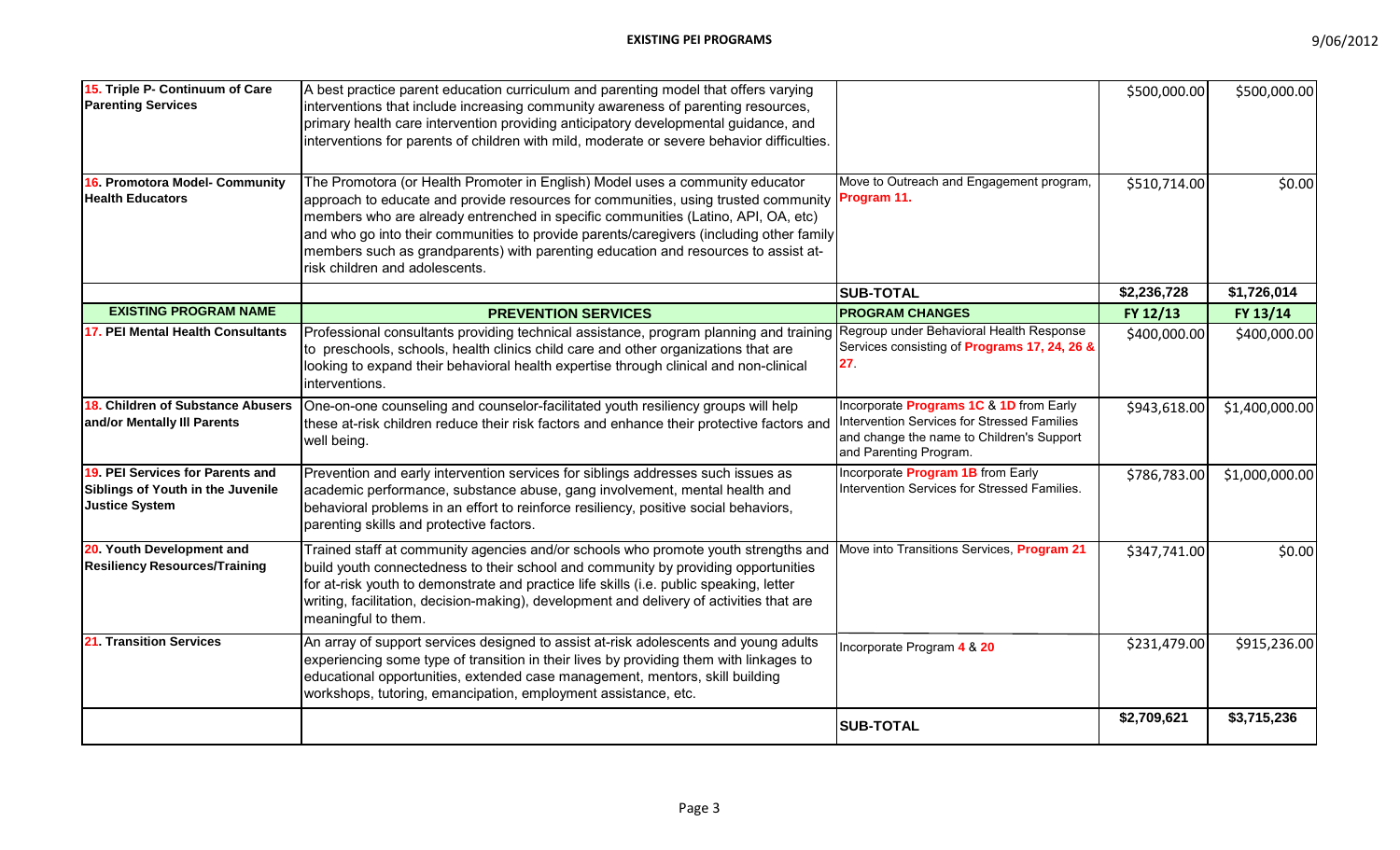| | | | | |
|---|---|---|---|---|
| **15. Triple P- Continuum of Care Parenting Services** | A best practice parent education curriculum and parenting model that offers varying interventions that include increasing community awareness of parenting resources, primary health care intervention providing anticipatory developmental guidance, and interventions for parents of children with mild, moderate or severe behavior difficulties. | | $500,000.00 | $500,000.00 |
| **16. Promotora Model- Community Health Educators** | The Promotora (or Health Promoter in English) Model uses a community educator approach to educate and provide resources for communities, using trusted community members who are already entrenched in specific communities (Latino, API, OA, etc) and who go into their communities to provide parents/caregivers (including other family members such as grandparents) with parenting education and resources to assist at-risk children and adolescents. | Move to Outreach and Engagement program, **Program 11.** | $510,714.00 | $0.00 |
| | | **SUB-TOTAL** | **$2,236,728** | **$1,726,014** |
| **EXISTING PROGRAM NAME** | **PREVENTION SERVICES** | **PROGRAM CHANGES** | **FY 12/13** | **FY 13/14** |
| **17. PEI Mental Health Consultants** | Professional consultants providing technical assistance, program planning and training to preschools, schools, health clinics child care and other organizations that are looking to expand their behavioral health expertise through clinical and non-clinical interventions. | Regroup under Behavioral Health Response Services consisting of **Programs 17, 24, 26 & 27**. | $400,000.00 | $400,000.00 |
| **18. Children of Substance Abusers and/or Mentally Ill Parents** | One-on-one counseling and counselor-facilitated youth resiliency groups will help these at-risk children reduce their risk factors and enhance their protective factors and well being. | Incorporate **Programs 1C** & **1D** from Early Intervention Services for Stressed Families and change the name to Children's Support and Parenting Program. | $943,618.00 | $1,400,000.00 |
| **19. PEI Services for Parents and Siblings of Youth in the Juvenile Justice System** | Prevention and early intervention services for siblings addresses such issues as academic performance, substance abuse, gang involvement, mental health and behavioral problems in an effort to reinforce resiliency, positive social behaviors, parenting skills and protective factors. | Incorporate **Program 1B** from Early Intervention Services for Stressed Families. | $786,783.00 | $1,000,000.00 |
| **20. Youth Development and Resiliency Resources/Training** | Trained staff at community agencies and/or schools who promote youth strengths and build youth connectedness to their school and community by providing opportunities for at-risk youth to demonstrate and practice life skills (i.e. public speaking, letter writing, facilitation, decision-making), development and delivery of activities that are meaningful to them. | Move into Transitions Services, **Program 21** | $347,741.00 | $0.00 |
| **21. Transition Services** | An array of support services designed to assist at-risk adolescents and young adults experiencing some type of transition in their lives by providing them with linkages to educational opportunities, extended case management, mentors, skill building workshops, tutoring, emancipation, employment assistance, etc. | Incorporate Program **4** & **20** | $231,479.00 | $915,236.00 |
| | | **SUB-TOTAL** | **$2,709,621** | **$3,715,236** |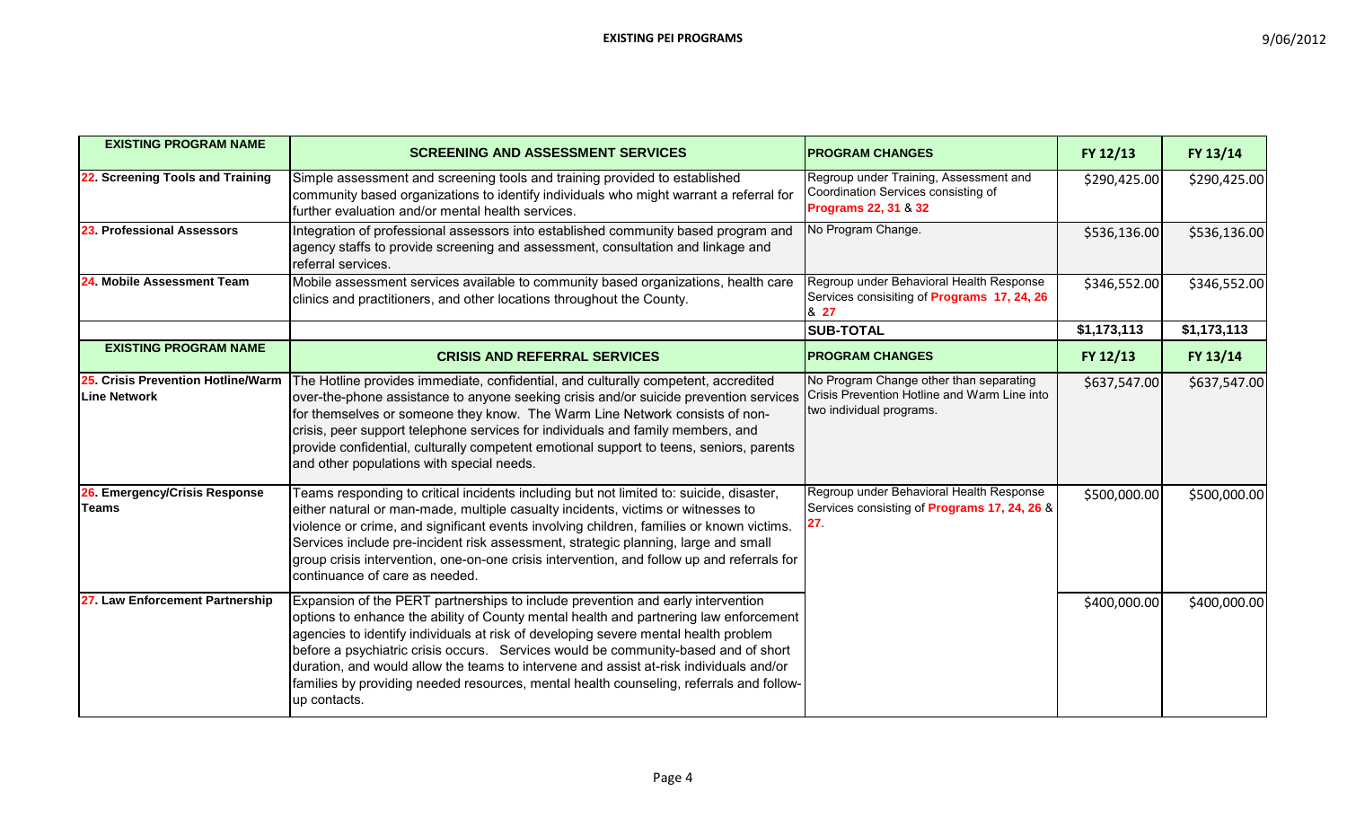## EXISTING PEI PROGRAMS

| EXISTING PROGRAM NAME | SCREENING AND ASSESSMENT SERVICES | PROGRAM CHANGES | FY 12/13 | FY 13/14 |
|---|---|---|---|---|
| 22. Screening Tools and Training | Simple assessment and screening tools and training provided to established community based organizations to identify individuals who might warrant a referral for further evaluation and/or mental health services. | Regroup under Training, Assessment and Coordination Services consisting of Programs 22, 31 & 32 | $290,425.00 | $290,425.00 |
| 23. Professional Assessors | Integration of professional assessors into established community based program and agency staffs to provide screening and assessment, consultation and linkage and referral services. | No Program Change. | $536,136.00 | $536,136.00 |
| 24. Mobile Assessment Team | Mobile assessment services available to community based organizations, health care clinics and practitioners, and other locations throughout the County. | Regroup under Behavioral Health Response Services consisiting of Programs 17, 24, 26 & 27 | $346,552.00 | $346,552.00 |
| | | SUB-TOTAL | $1,173,113 | $1,173,113 |
| **EXISTING PROGRAM NAME** | **CRISIS AND REFERRAL SERVICES** | **PROGRAM CHANGES** | **FY 12/13** | **FY 13/14** |
| 25. Crisis Prevention Hotline/Warm Line Network | The Hotline provides immediate, confidential, and culturally competent, accredited over-the-phone assistance to anyone seeking crisis and/or suicide prevention services for themselves or someone they know. The Warm Line Network consists of non-crisis, peer support telephone services for individuals and family members, and provide confidential, culturally competent emotional support to teens, seniors, parents and other populations with special needs. | No Program Change other than separating Crisis Prevention Hotline and Warm Line into two individual programs. | $637,547.00 | $637,547.00 |
| 26. Emergency/Crisis Response Teams | Teams responding to critical incidents including but not limited to: suicide, disaster, either natural or man-made, multiple casualty incidents, victims or witnesses to violence or crime, and significant events involving children, families or known victims. Services include pre-incident risk assessment, strategic planning, large and small group crisis intervention, one-on-one crisis intervention, and follow up and referrals for continuance of care as needed. | Regroup under Behavioral Health Response Services consisting of Programs 17, 24, 26 & 27. | $500,000.00 | $500,000.00 |
| 27. Law Enforcement Partnership | Expansion of the PERT partnerships to include prevention and early intervention options to enhance the ability of County mental health and partnering law enforcement agencies to identify individuals at risk of developing severe mental health problem before a psychiatric crisis occurs. Services would be community-based and of short duration, and would allow the teams to intervene and assist at-risk individuals and/or families by providing needed resources, mental health counseling, referrals and follow-up contacts. | | $400,000.00 | $400,000.00 |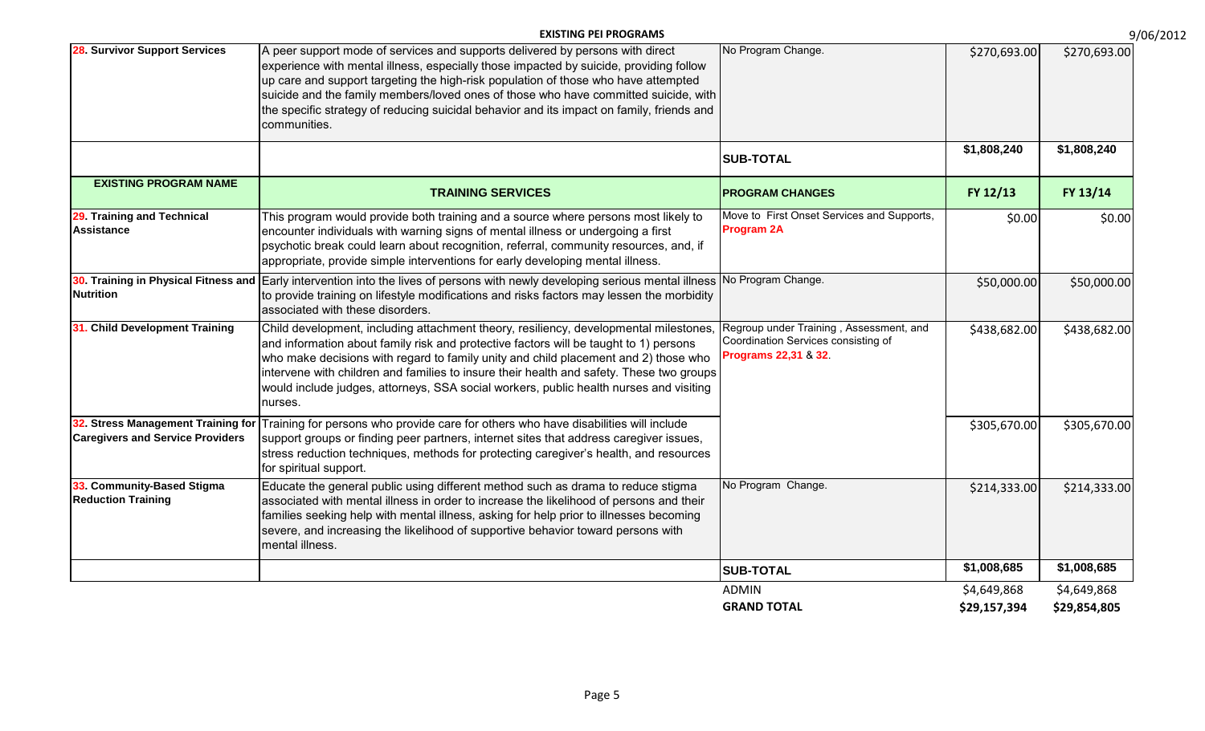## EXISTING PEI PROGRAMS

| | | | | |
|---|---|---|---|---|
| **28. Survivor Support Services** | A peer support mode of services and supports delivered by persons with direct experience with mental illness, especially those impacted by suicide, providing follow up care and support targeting the high-risk population of those who have attempted suicide and the family members/loved ones of those who have committed suicide, with the specific strategy of reducing suicidal behavior and its impact on family, friends and communities. | No Program Change. | $270,693.00 | $270,693.00 |
| | | **SUB-TOTAL** | **$1,808,240** | **$1,808,240** |
| **EXISTING PROGRAM NAME** | **TRAINING SERVICES** | **PROGRAM CHANGES** | **FY 12/13** | **FY 13/14** |
| **29. Training and Technical Assistance** | This program would provide both training and a source where persons most likely to encounter individuals with warning signs of mental illness or undergoing a first psychotic break could learn about recognition, referral, community resources, and, if appropriate, provide simple interventions for early developing mental illness. | Move to First Onset Services and Supports, **Program 2A** | $0.00 | $0.00 |
| **30. Training in Physical Fitness and Nutrition** | Early intervention into the lives of persons with newly developing serious mental illness to provide training on lifestyle modifications and risks factors may lessen the morbidity associated with these disorders. | No Program Change. | $50,000.00 | $50,000.00 |
| **31. Child Development Training** | Child development, including attachment theory, resiliency, developmental milestones, and information about family risk and protective factors will be taught to 1) persons who make decisions with regard to family unity and child placement and 2) those who intervene with children and families to insure their health and safety. These two groups would include judges, attorneys, SSA social workers, public health nurses and visiting nurses. | Regroup under Training , Assessment, and Coordination Services consisting of **Programs 22,31** & **32**. | $438,682.00 | $438,682.00 |
| **32. Stress Management Training for Caregivers and Service Providers** | Training for persons who provide care for others who have disabilities will include support groups or finding peer partners, internet sites that address caregiver issues, stress reduction techniques, methods for protecting caregiver's health, and resources for spiritual support. | | $305,670.00 | $305,670.00 |
| **33. Community-Based Stigma Reduction Training** | Educate the general public using different method such as drama to reduce stigma associated with mental illness in order to increase the likelihood of persons and their families seeking help with mental illness, asking for help prior to illnesses becoming severe, and increasing the likelihood of supportive behavior toward persons with mental illness. | No Program Change. | $214,333.00 | $214,333.00 |
| | | **SUB-TOTAL** | **$1,008,685** | **$1,008,685** |
| | | ADMIN | $4,649,868 | $4,649,868 |
| | | **GRAND TOTAL** | **$29,157,394** | **$29,854,805** |